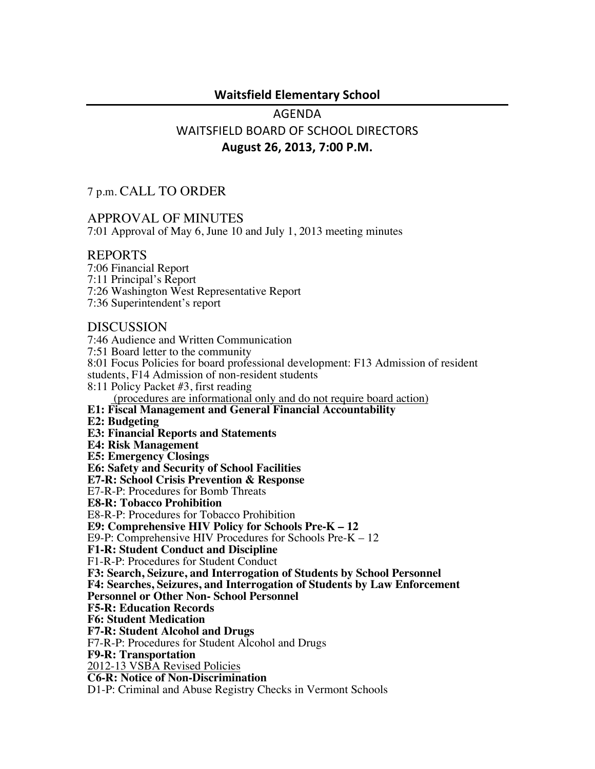# Waitsfield Elementary School

## AGENDA
## WAITSFIELD BOARD OF SCHOOL DIRECTORS
## August 26, 2013, 7:00 P.M.

7 p.m. CALL TO ORDER

APPROVAL OF MINUTES

7:01 Approval of May 6, June 10 and July 1, 2013 meeting minutes

REPORTS

7:06 Financial Report
7:11 Principal's Report
7:26 Washington West Representative Report
7:36 Superintendent's report

DISCUSSION

7:46 Audience and Written Communication
7:51 Board letter to the community
8:01 Focus Policies for board professional development: F13 Admission of resident students, F14 Admission of non-resident students
8:11 Policy Packet #3, first reading
(procedures are informational only and do not require board action)

**E1: Fiscal Management and General Financial Accountability**
**E2: Budgeting**
**E3: Financial Reports and Statements**
**E4: Risk Management**
**E5: Emergency Closings**
**E6: Safety and Security of School Facilities**
**E7-R: School Crisis Prevention & Response**
E7-R-P: Procedures for Bomb Threats
**E8-R: Tobacco Prohibition**
E8-R-P: Procedures for Tobacco Prohibition
**E9: Comprehensive HIV Policy for Schools Pre-K – 12**
E9-P: Comprehensive HIV Procedures for Schools Pre-K – 12
**F1-R: Student Conduct and Discipline**
F1-R-P: Procedures for Student Conduct
**F3: Search, Seizure, and Interrogation of Students by School Personnel**
**F4: Searches, Seizures, and Interrogation of Students by Law Enforcement Personnel or Other Non- School Personnel**
**F5-R: Education Records**
**F6: Student Medication**
**F7-R: Student Alcohol and Drugs**
F7-R-P: Procedures for Student Alcohol and Drugs
**F9-R: Transportation**
2012-13 VSBA Revised Policies
**C6-R: Notice of Non-Discrimination**
D1-P: Criminal and Abuse Registry Checks in Vermont Schools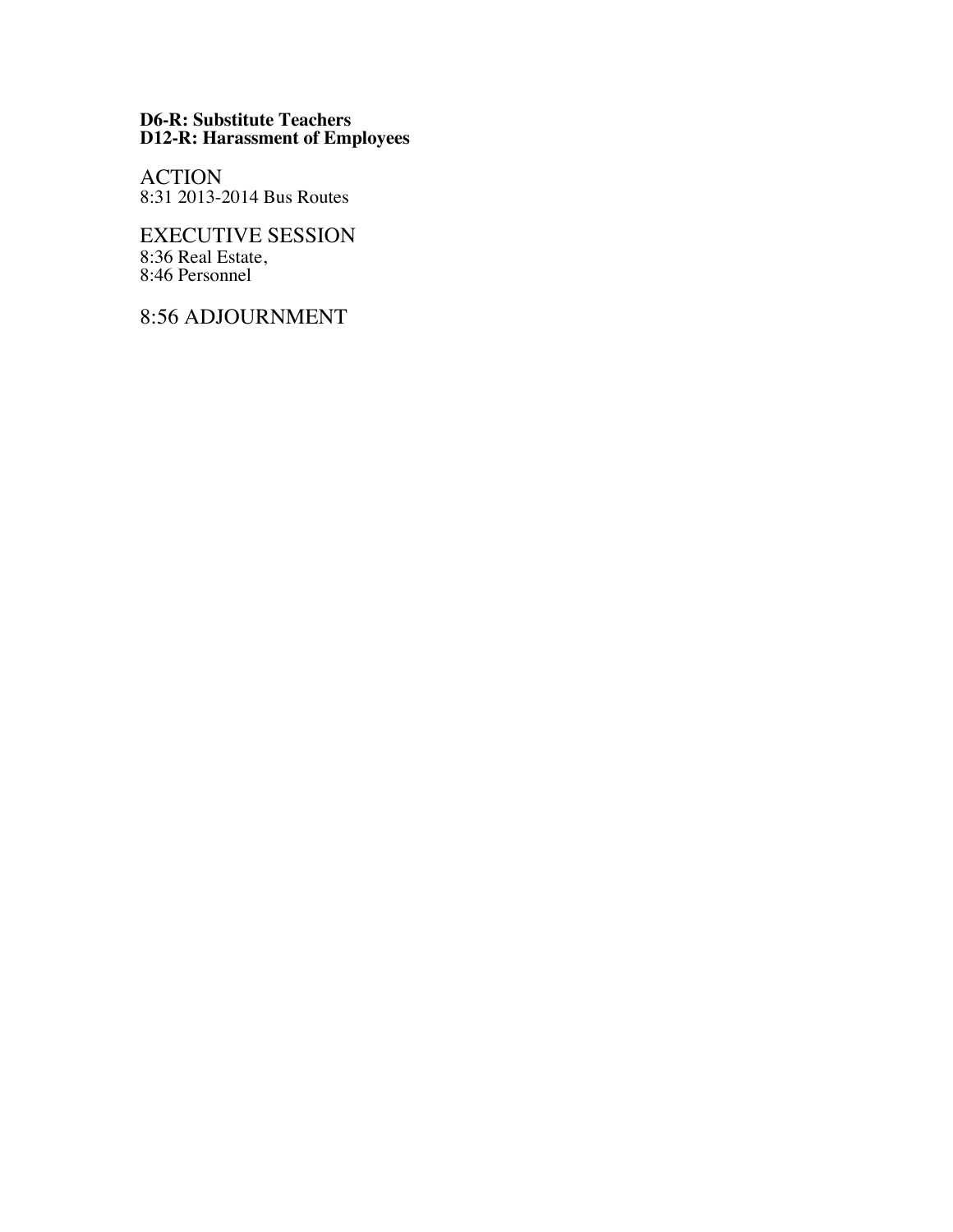**D6-R: Substitute Teachers**
**D12-R: Harassment of Employees**

ACTION
8:31 2013-2014 Bus Routes

EXECUTIVE SESSION
8:36 Real Estate,
8:46 Personnel

8:56 ADJOURNMENT